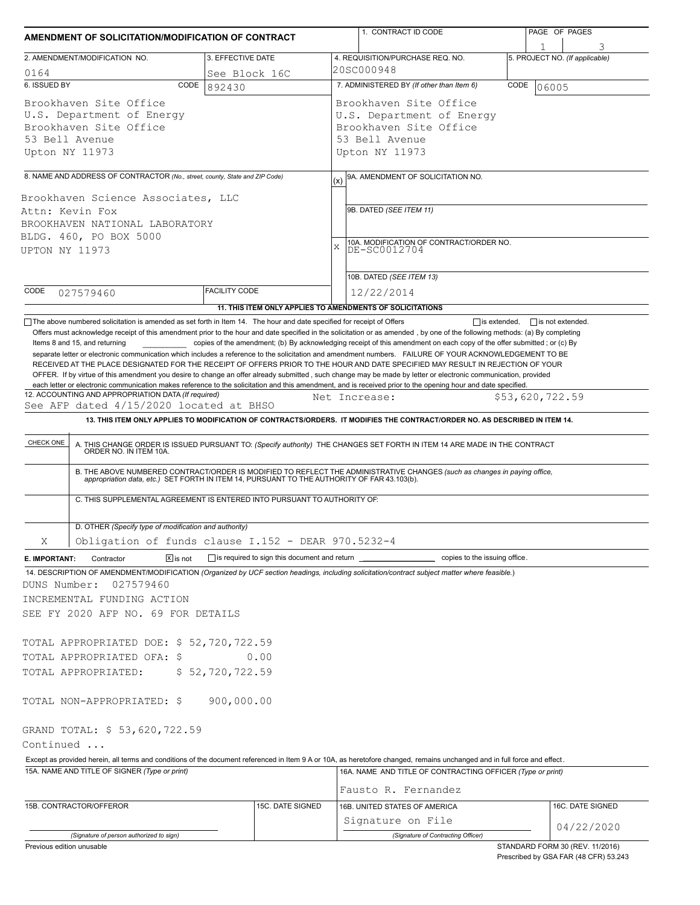# AMENDMENT OF SOLICITATION/MODIFICATION OF CONTRACT

| 1. CONTRACT ID CODE | PAGE OF PAGES |
|---|---|
| | 1 / 3 |

| 2. AMENDMENT/MODIFICATION NO. | 3. EFFECTIVE DATE | 4. REQUISITION/PURCHASE REQ. NO. | 5. PROJECT NO. (If applicable) |
|---|---|---|---|
| 0164 | See Block 16C | 20SC000948 | |

| 6. ISSUED BY | CODE 892430 | 7. ADMINISTERED BY (If other than Item 6) | CODE 06005 |
|---|---|---|---|
| Brookhaven Site Office<br>U.S. Department of Energy<br>Brookhaven Site Office<br>53 Bell Avenue<br>Upton NY 11973 | | Brookhaven Site Office<br>U.S. Department of Energy<br>Brookhaven Site Office<br>53 Bell Avenue<br>Upton NY 11973 | |

**8. NAME AND ADDRESS OF CONTRACTOR** (No., street, county, State and ZIP Code)

Brookhaven Science Associates, LLC
Attn: Kevin Fox
BROOKHAVEN NATIONAL LABORATORY
BLDG. 460, PO BOX 5000
UPTON NY 11973

CODE 027579460 | FACILITY CODE

(x) 9A. AMENDMENT OF SOLICITATION NO.

9B. DATED (SEE ITEM 11)

X 10A. MODIFICATION OF CONTRACT/ORDER NO. DE-SC0012704

10B. DATED (SEE ITEM 13) 12/22/2014

**11. THIS ITEM ONLY APPLIES TO AMENDMENTS OF SOLICITATIONS**

☐ The above numbered solicitation is amended as set forth in Item 14. The hour and date specified for receipt of Offers ☐ is extended, ☐ is not extended.
Offers must acknowledge receipt of this amendment prior to the hour and date specified in the solicitation or as amended , by one of the following methods: (a) By completing Items 8 and 15, and returning __________ copies of the amendment; (b) By acknowledging receipt of this amendment on each copy of the offer submitted ; or (c) By separate letter or electronic communication which includes a reference to the solicitation and amendment numbers. FAILURE OF YOUR ACKNOWLEDGEMENT TO BE RECEIVED AT THE PLACE DESIGNATED FOR THE RECEIPT OF OFFERS PRIOR TO THE HOUR AND DATE SPECIFIED MAY RESULT IN REJECTION OF YOUR OFFER. If by virtue of this amendment you desire to change an offer already submitted , such change may be made by letter or electronic communication, provided each letter or electronic communication makes reference to the solicitation and this amendment, and is received prior to the opening hour and date specified.

**12. ACCOUNTING AND APPROPRIATION DATA** (If required)
See AFP dated 4/15/2020 located at BHSO — Net Increase: $53,620,722.59

**13. THIS ITEM ONLY APPLIES TO MODIFICATION OF CONTRACTS/ORDERS. IT MODIFIES THE CONTRACT/ORDER NO. AS DESCRIBED IN ITEM 14.**

| CHECK ONE | |
|---|---|
| | A. THIS CHANGE ORDER IS ISSUED PURSUANT TO: (Specify authority) THE CHANGES SET FORTH IN ITEM 14 ARE MADE IN THE CONTRACT ORDER NO. IN ITEM 10A. |
| | B. THE ABOVE NUMBERED CONTRACT/ORDER IS MODIFIED TO REFLECT THE ADMINISTRATIVE CHANGES (such as changes in paying office, appropriation data, etc.) SET FORTH IN ITEM 14, PURSUANT TO THE AUTHORITY OF FAR 43.103(b). |
| | C. THIS SUPPLEMENTAL AGREEMENT IS ENTERED INTO PURSUANT TO AUTHORITY OF: |
| X | D. OTHER (Specify type of modification and authority)<br>Obligation of funds clause I.152 - DEAR 970.5232-4 |

**E. IMPORTANT:** Contractor ☒ is not ☐ is required to sign this document and return __________ copies to the issuing office.

**14. DESCRIPTION OF AMENDMENT/MODIFICATION** (Organized by UCF section headings, including solicitation/contract subject matter where feasible.)

DUNS Number: 027579460
INCREMENTAL FUNDING ACTION
SEE FY 2020 AFP NO. 69 FOR DETAILS

TOTAL APPROPRIATED DOE: $ 52,720,722.59
TOTAL APPROPRIATED OFA: $ 0.00
TOTAL APPROPRIATED: $ 52,720,722.59

TOTAL NON-APPROPRIATED: $ 900,000.00

GRAND TOTAL: $ 53,620,722.59
Continued ...

Except as provided herein, all terms and conditions of the document referenced in Item 9 A or 10A, as heretofore changed, remains unchanged and in full force and effect.

| 15A. NAME AND TITLE OF SIGNER (Type or print) | | 16A. NAME AND TITLE OF CONTRACTING OFFICER (Type or print) | |
|---|---|---|---|
| | | Fausto R. Fernandez | |
| 15B. CONTRACTOR/OFFEROR | 15C. DATE SIGNED | 16B. UNITED STATES OF AMERICA | 16C. DATE SIGNED |
| (Signature of person authorized to sign) | | Signature on File<br>(Signature of Contracting Officer) | 04/22/2020 |

Previous edition unusable — STANDARD FORM 30 (REV. 11/2016) Prescribed by GSA FAR (48 CFR) 53.243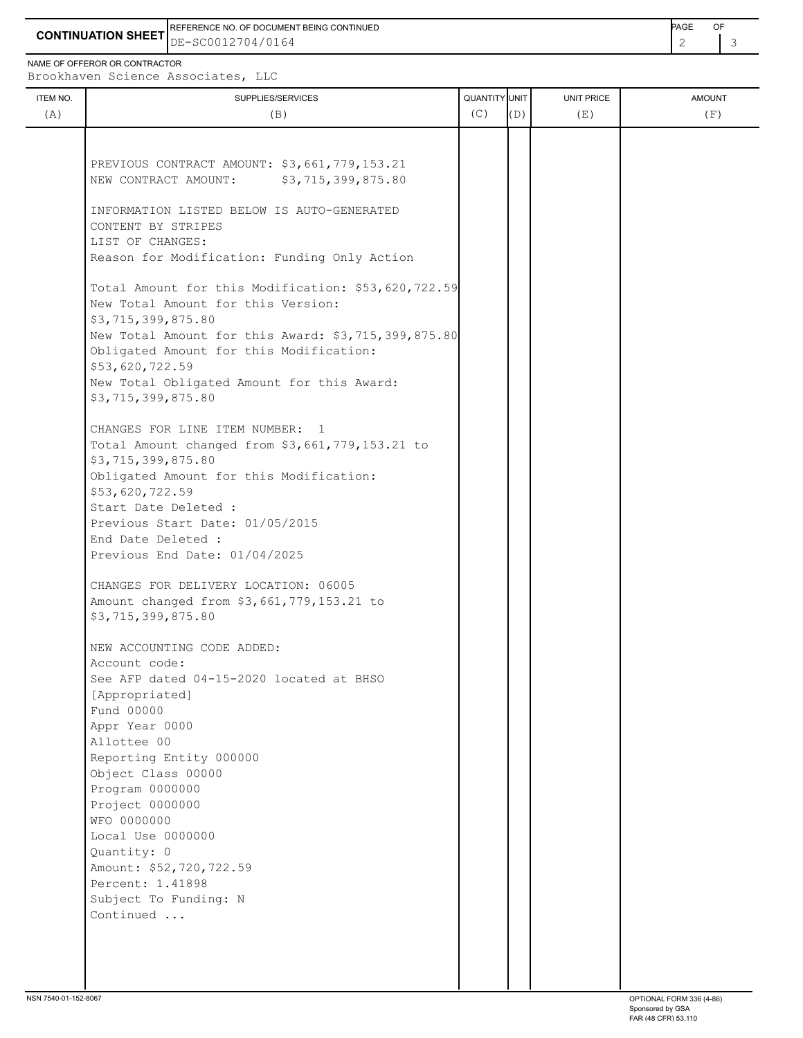**CONTINUATION SHEET**

REFERENCE NO. OF DOCUMENT BEING CONTINUED
DE-SC0012704/0164

NAME OF OFFEROR OR CONTRACTOR
Brookhaven Science Associates, LLC

| ITEM NO. (A) | SUPPLIES/SERVICES (B) | QUANTITY (C) | UNIT (D) | UNIT PRICE (E) | AMOUNT (F) |
|---|---|---|---|---|---|
| | PREVIOUS CONTRACT AMOUNT: $3,661,779,153.21<br>NEW CONTRACT AMOUNT: $3,715,399,875.80<br><br>INFORMATION LISTED BELOW IS AUTO-GENERATED CONTENT BY STRIPES<br>LIST OF CHANGES:<br>Reason for Modification: Funding Only Action<br><br>Total Amount for this Modification: $53,620,722.59<br>New Total Amount for this Version: $3,715,399,875.80<br>New Total Amount for this Award: $3,715,399,875.80<br>Obligated Amount for this Modification: $53,620,722.59<br>New Total Obligated Amount for this Award: $3,715,399,875.80<br><br>CHANGES FOR LINE ITEM NUMBER: 1<br>Total Amount changed from $3,661,779,153.21 to $3,715,399,875.80<br>Obligated Amount for this Modification: $53,620,722.59<br>Start Date Deleted :<br>Previous Start Date: 01/05/2015<br>End Date Deleted :<br>Previous End Date: 01/04/2025<br><br>CHANGES FOR DELIVERY LOCATION: 06005<br>Amount changed from $3,661,779,153.21 to $3,715,399,875.80<br><br>NEW ACCOUNTING CODE ADDED:<br>Account code:<br>See AFP dated 04-15-2020 located at BHSO<br>[Appropriated]<br>Fund 00000<br>Appr Year 0000<br>Allottee 00<br>Reporting Entity 000000<br>Object Class 00000<br>Program 0000000<br>Project 0000000<br>WFO 0000000<br>Local Use 0000000<br>Quantity: 0<br>Amount: $52,720,722.59<br>Percent: 1.41898<br>Subject To Funding: N<br>Continued ... | | | | |

NSN 7540-01-152-8067

OPTIONAL FORM 336 (4-86)
Sponsored by GSA
FAR (48 CFR) 53.110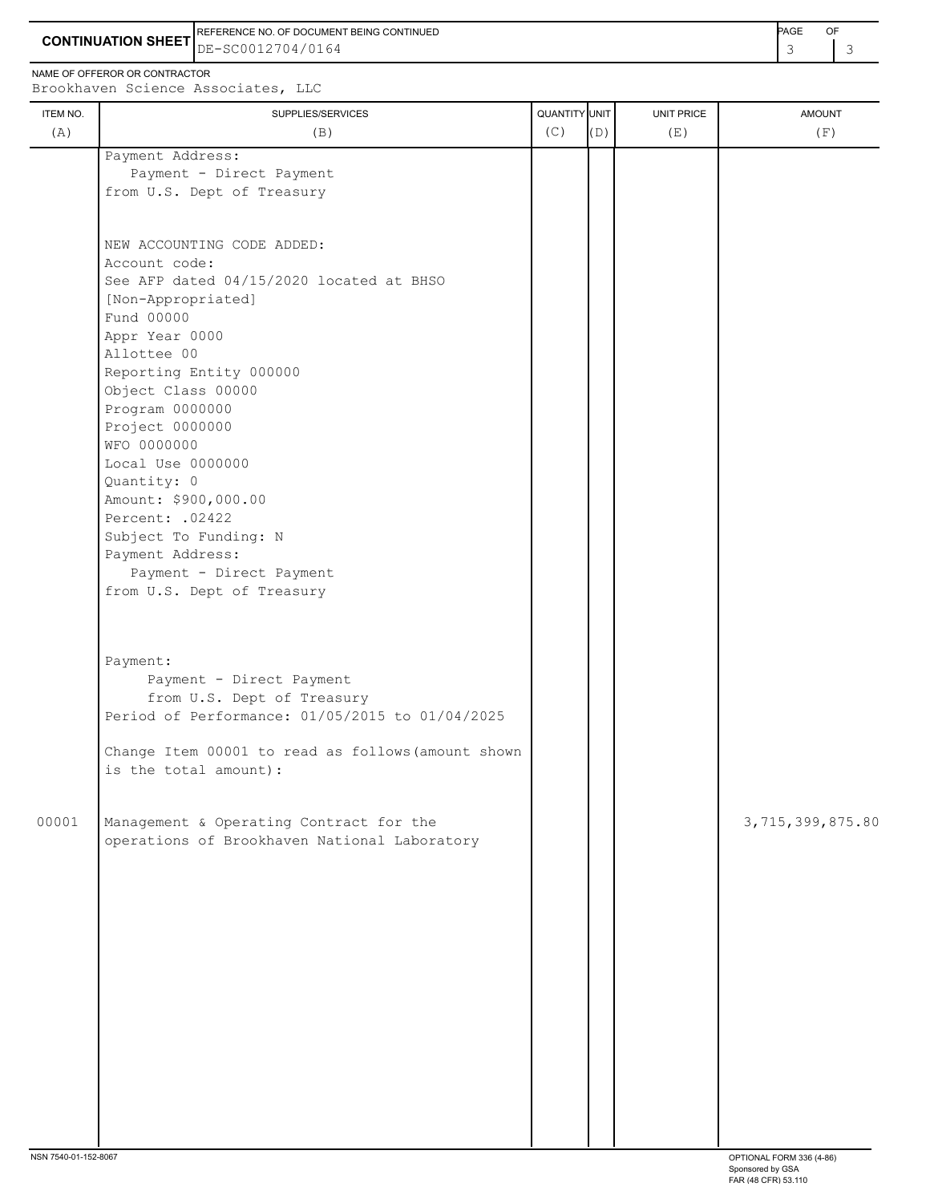**CONTINUATION SHEET**

REFERENCE NO. OF DOCUMENT BEING CONTINUED: DE-SC0012704/0164

NAME OF OFFEROR OR CONTRACTOR: Brookhaven Science Associates, LLC

| ITEM NO. (A) | SUPPLIES/SERVICES (B) | QUANTITY (C) | UNIT (D) | UNIT PRICE (E) | AMOUNT (F) |
|---|---|---|---|---|---|
| | Payment Address:<br>Payment - Direct Payment<br>from U.S. Dept of Treasury<br><br>NEW ACCOUNTING CODE ADDED:<br>Account code:<br>See AFP dated 04/15/2020 located at BHSO<br>[Non-Appropriated]<br>Fund 00000<br>Appr Year 0000<br>Allottee 00<br>Reporting Entity 000000<br>Object Class 00000<br>Program 0000000<br>Project 0000000<br>WFO 0000000<br>Local Use 0000000<br>Quantity: 0<br>Amount: $900,000.00<br>Percent: .02422<br>Subject To Funding: N<br>Payment Address:<br>Payment - Direct Payment<br>from U.S. Dept of Treasury<br><br>Payment:<br>Payment - Direct Payment<br>from U.S. Dept of Treasury<br>Period of Performance: 01/05/2015 to 01/04/2025<br><br>Change Item 00001 to read as follows(amount shown is the total amount): | | | | |
| 00001 | Management & Operating Contract for the operations of Brookhaven National Laboratory | | | | 3,715,399,875.80 |

NSN 7540-01-152-8067

OPTIONAL FORM 336 (4-86)
Sponsored by GSA
FAR (48 CFR) 53.110